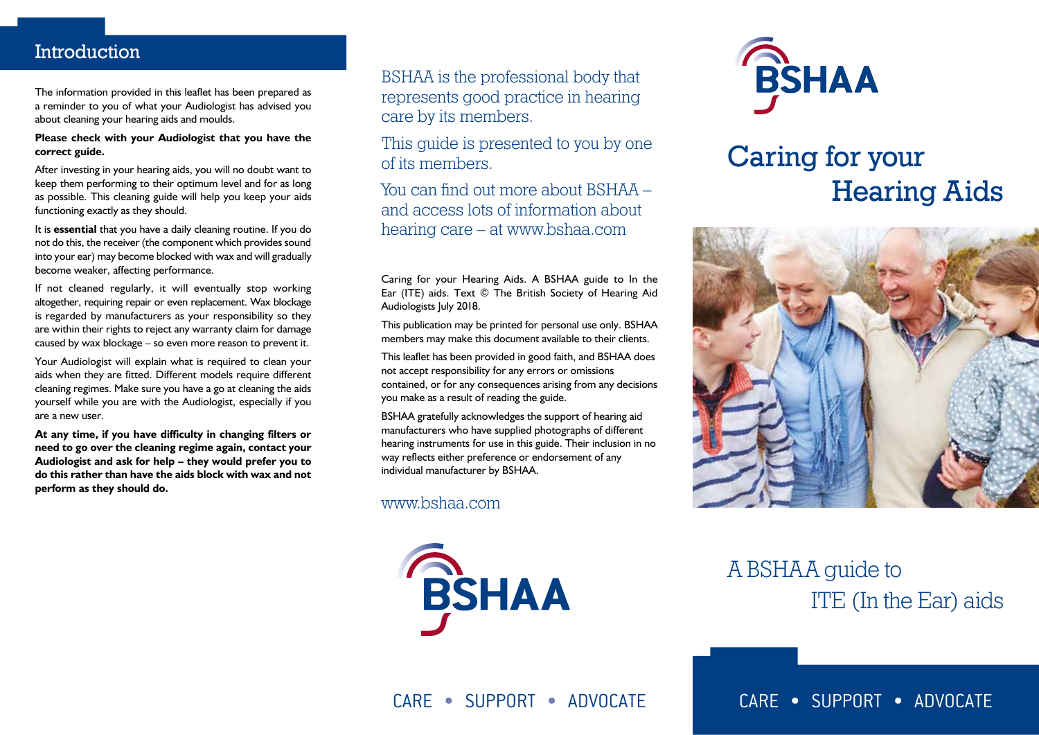## Introduction

The information provided in this leaflet has been prepared as a reminder to you of what your Audiologist has advised you about cleaning your hearing aids and moulds.

**Please check with your Audiologist that you have the correct guide.**

After investing in your hearing aids, you will no doubt want to keep them performing to their optimum level and for as long as possible. This cleaning guide will help you keep your aids functioning exactly as they should.

It is **essential** that you have a daily cleaning routine. If you do not do this, the receiver (the component which provides sound into your ear) may become blocked with wax and will gradually become weaker, affecting performance.

If not cleaned regularly, it will eventually stop working altogether, requiring repair or even replacement. Wax blockage is regarded by manufacturers as your responsibility so they are within their rights to reject any warranty claim for damage caused by wax blockage – so even more reason to prevent it.

Your Audiologist will explain what is required to clean your aids when they are fitted. Different models require different cleaning regimes. Make sure you have a go at cleaning the aids yourself while you are with the Audiologist, especially if you are a new user.

**At any time, if you have difficulty in changing filters or need to go over the cleaning regime again, contact your Audiologist and ask for help – they would prefer you to do this rather than have the aids block with wax and not perform as they should do.**

BSHAA is the professional body that represents good practice in hearing care by its members.

This guide is presented to you by one of its members.

You can find out more about BSHAA – and access lots of information about hearing care – at www.bshaa.com

Caring for your Hearing Aids. A BSHAA guide to In the Ear (ITE) aids. Text © The British Society of Hearing Aid Audiologists July 2018.

This publication may be printed for personal use only. BSHAA members may make this document available to their clients.

This leaflet has been provided in good faith, and BSHAA does not accept responsibility for any errors or omissions contained, or for any consequences arising from any decisions you make as a result of reading the guide.

BSHAA gratefully acknowledges the support of hearing aid manufacturers who have supplied photographs of different hearing instruments for use in this guide. Their inclusion in no way reflects either preference or endorsement of any individual manufacturer by BSHAA.

www.bshaa.com

BSHAA

CARE • SUPPORT • ADVOCATE

BSHAA

# Caring for your Hearing Aids

A BSHAA guide to ITE (In the Ear) aids

CARE • SUPPORT • ADVOCATE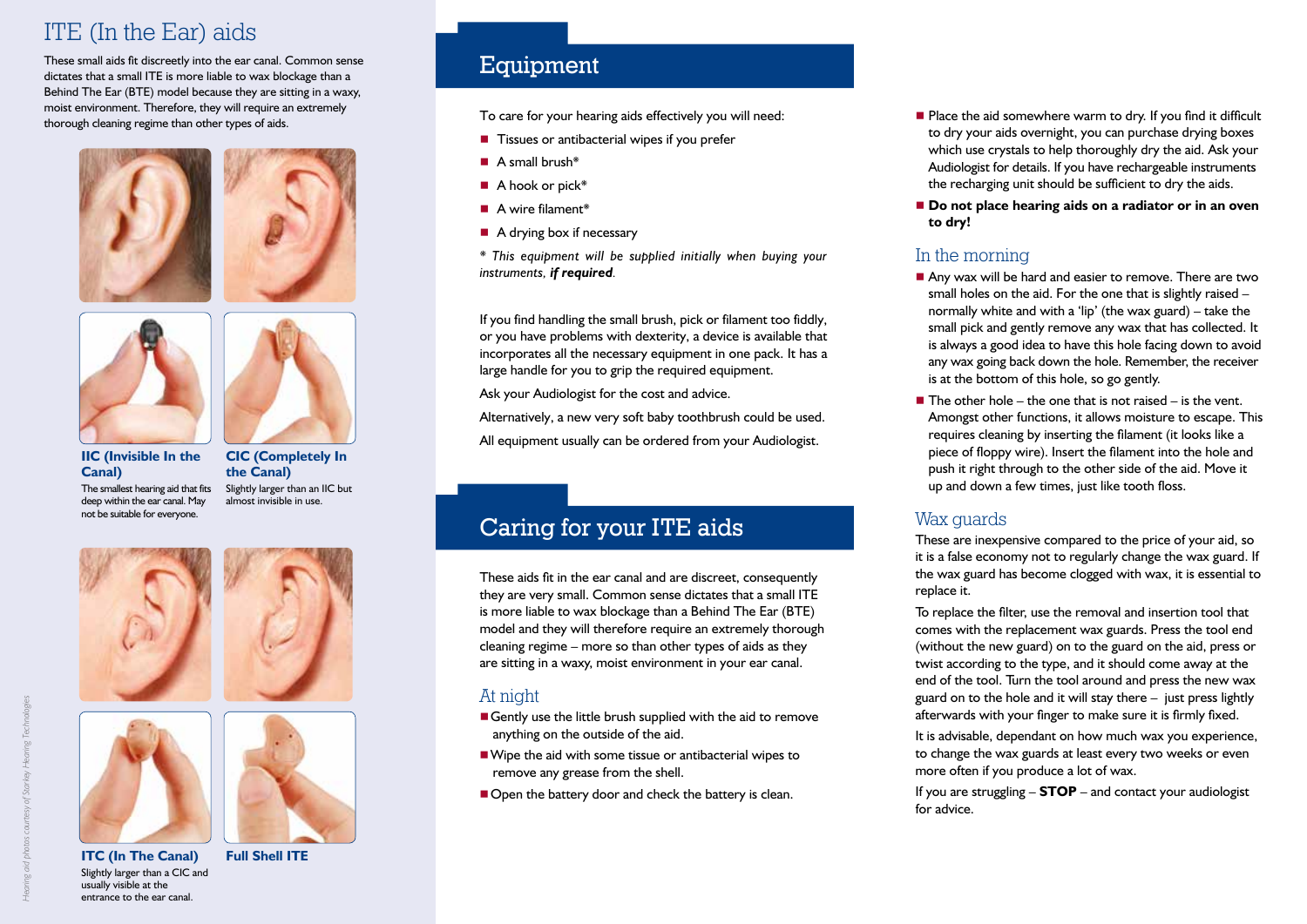# ITE (In the Ear) aids

These small aids fit discreetly into the ear canal. Common sense dictates that a small ITE is more liable to wax blockage than a Behind The Ear (BTE) model because they are sitting in a waxy, moist environment. Therefore, they will require an extremely thorough cleaning regime than other types of aids.

**IIC (Invisible In the Canal)**
The smallest hearing aid that fits deep within the ear canal. May not be suitable for everyone.

**CIC (Completely In the Canal)**
Slightly larger than an IIC but almost invisible in use.

**ITC (In The Canal)**
Slightly larger than a CIC and usually visible at the entrance to the ear canal.

**Full Shell ITE**

*Hearing aid photos courtesy of Starkey Hearing Technologies*

## Equipment

To care for your hearing aids effectively you will need:

- Tissues or antibacterial wipes if you prefer
- A small brush*
- A hook or pick*
- A wire filament*
- A drying box if necessary

*\* This equipment will be supplied initially when buying your instruments, **if required**.*

If you find handling the small brush, pick or filament too fiddly, or you have problems with dexterity, a device is available that incorporates all the necessary equipment in one pack. It has a large handle for you to grip the required equipment.

Ask your Audiologist for the cost and advice.

Alternatively, a new very soft baby toothbrush could be used.

All equipment usually can be ordered from your Audiologist.

## Caring for your ITE aids

These aids fit in the ear canal and are discreet, consequently they are very small. Common sense dictates that a small ITE is more liable to wax blockage than a Behind The Ear (BTE) model and they will therefore require an extremely thorough cleaning regime – more so than other types of aids as they are sitting in a waxy, moist environment in your ear canal.

### At night

- Gently use the little brush supplied with the aid to remove anything on the outside of the aid.
- Wipe the aid with some tissue or antibacterial wipes to remove any grease from the shell.
- Open the battery door and check the battery is clean.
- Place the aid somewhere warm to dry. If you find it difficult to dry your aids overnight, you can purchase drying boxes which use crystals to help thoroughly dry the aid. Ask your Audiologist for details. If you have rechargeable instruments the recharging unit should be sufficient to dry the aids.
- **Do not place hearing aids on a radiator or in an oven to dry!**

### In the morning

- Any wax will be hard and easier to remove. There are two small holes on the aid. For the one that is slightly raised – normally white and with a 'lip' (the wax guard) – take the small pick and gently remove any wax that has collected. It is always a good idea to have this hole facing down to avoid any wax going back down the hole. Remember, the receiver is at the bottom of this hole, so go gently.
- The other hole – the one that is not raised – is the vent. Amongst other functions, it allows moisture to escape. This requires cleaning by inserting the filament (it looks like a piece of floppy wire). Insert the filament into the hole and push it right through to the other side of the aid. Move it up and down a few times, just like tooth floss.

### Wax guards

These are inexpensive compared to the price of your aid, so it is a false economy not to regularly change the wax guard. If the wax guard has become clogged with wax, it is essential to replace it.

To replace the filter, use the removal and insertion tool that comes with the replacement wax guards. Press the tool end (without the new guard) on to the guard on the aid, press or twist according to the type, and it should come away at the end of the tool. Turn the tool around and press the new wax guard on to the hole and it will stay there – just press lightly afterwards with your finger to make sure it is firmly fixed.

It is advisable, dependant on how much wax you experience, to change the wax guards at least every two weeks or even more often if you produce a lot of wax.

If you are struggling – **STOP** – and contact your audiologist for advice.